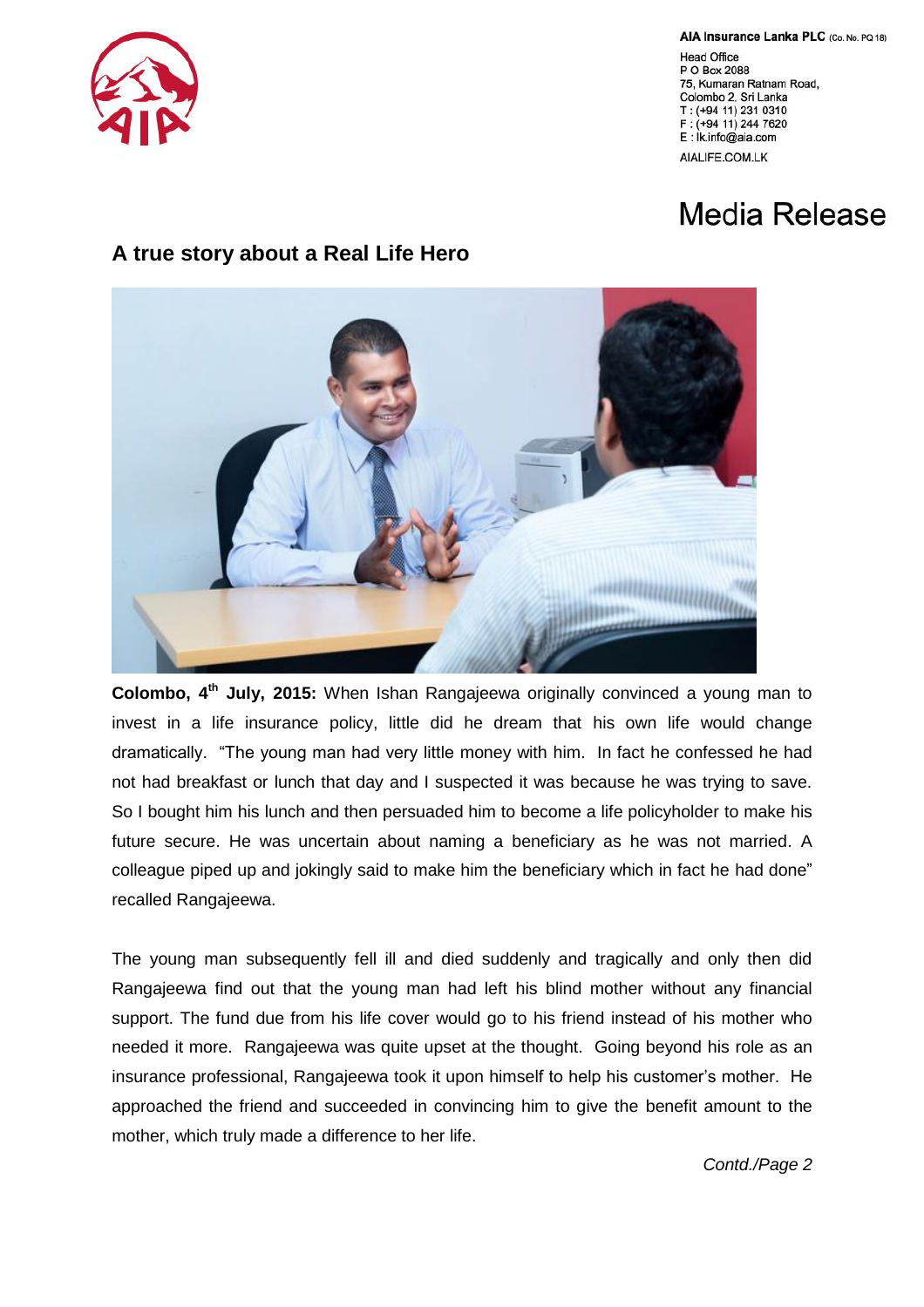AIA Insurance Lanka PLC (Co. No. PQ 18)

Head Office
P O Box 2088
75, Kumaran Ratnam Road,
Colombo 2, Sri Lanka
T : (+94 11) 231 0310
F : (+94 11) 244 7620
E : lk.info@aia.com

AIALIFE.COM.LK

# Media Release

## A true story about a Real Life Hero

**Colombo, 4th July, 2015:** When Ishan Rangajeewa originally convinced a young man to invest in a life insurance policy, little did he dream that his own life would change dramatically. "The young man had very little money with him. In fact he confessed he had not had breakfast or lunch that day and I suspected it was because he was trying to save. So I bought him his lunch and then persuaded him to become a life policyholder to make his future secure. He was uncertain about naming a beneficiary as he was not married. A colleague piped up and jokingly said to make him the beneficiary which in fact he had done" recalled Rangajeewa.

The young man subsequently fell ill and died suddenly and tragically and only then did Rangajeewa find out that the young man had left his blind mother without any financial support. The fund due from his life cover would go to his friend instead of his mother who needed it more. Rangajeewa was quite upset at the thought. Going beyond his role as an insurance professional, Rangajeewa took it upon himself to help his customer's mother. He approached the friend and succeeded in convincing him to give the benefit amount to the mother, which truly made a difference to her life.

*Contd./Page 2*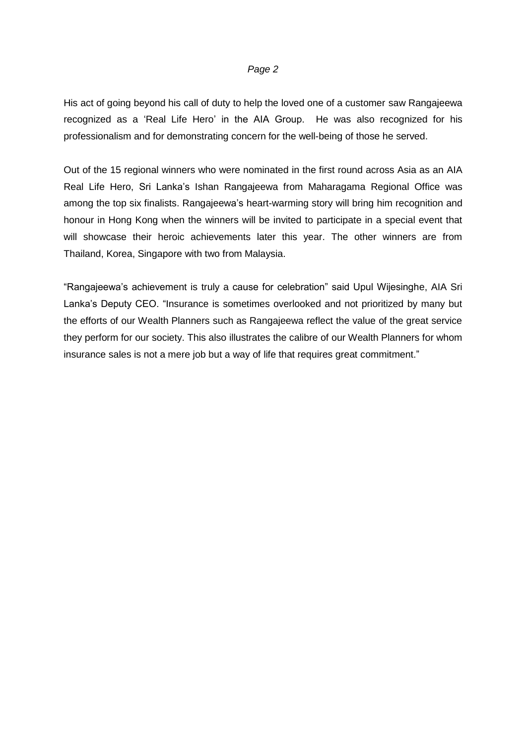His act of going beyond his call of duty to help the loved one of a customer saw Rangajeewa recognized as a 'Real Life Hero' in the AIA Group. He was also recognized for his professionalism and for demonstrating concern for the well-being of those he served.

Out of the 15 regional winners who were nominated in the first round across Asia as an AIA Real Life Hero, Sri Lanka's Ishan Rangajeewa from Maharagama Regional Office was among the top six finalists. Rangajeewa's heart-warming story will bring him recognition and honour in Hong Kong when the winners will be invited to participate in a special event that will showcase their heroic achievements later this year. The other winners are from Thailand, Korea, Singapore with two from Malaysia.

"Rangajeewa's achievement is truly a cause for celebration" said Upul Wijesinghe, AIA Sri Lanka's Deputy CEO. "Insurance is sometimes overlooked and not prioritized by many but the efforts of our Wealth Planners such as Rangajeewa reflect the value of the great service they perform for our society. This also illustrates the calibre of our Wealth Planners for whom insurance sales is not a mere job but a way of life that requires great commitment."